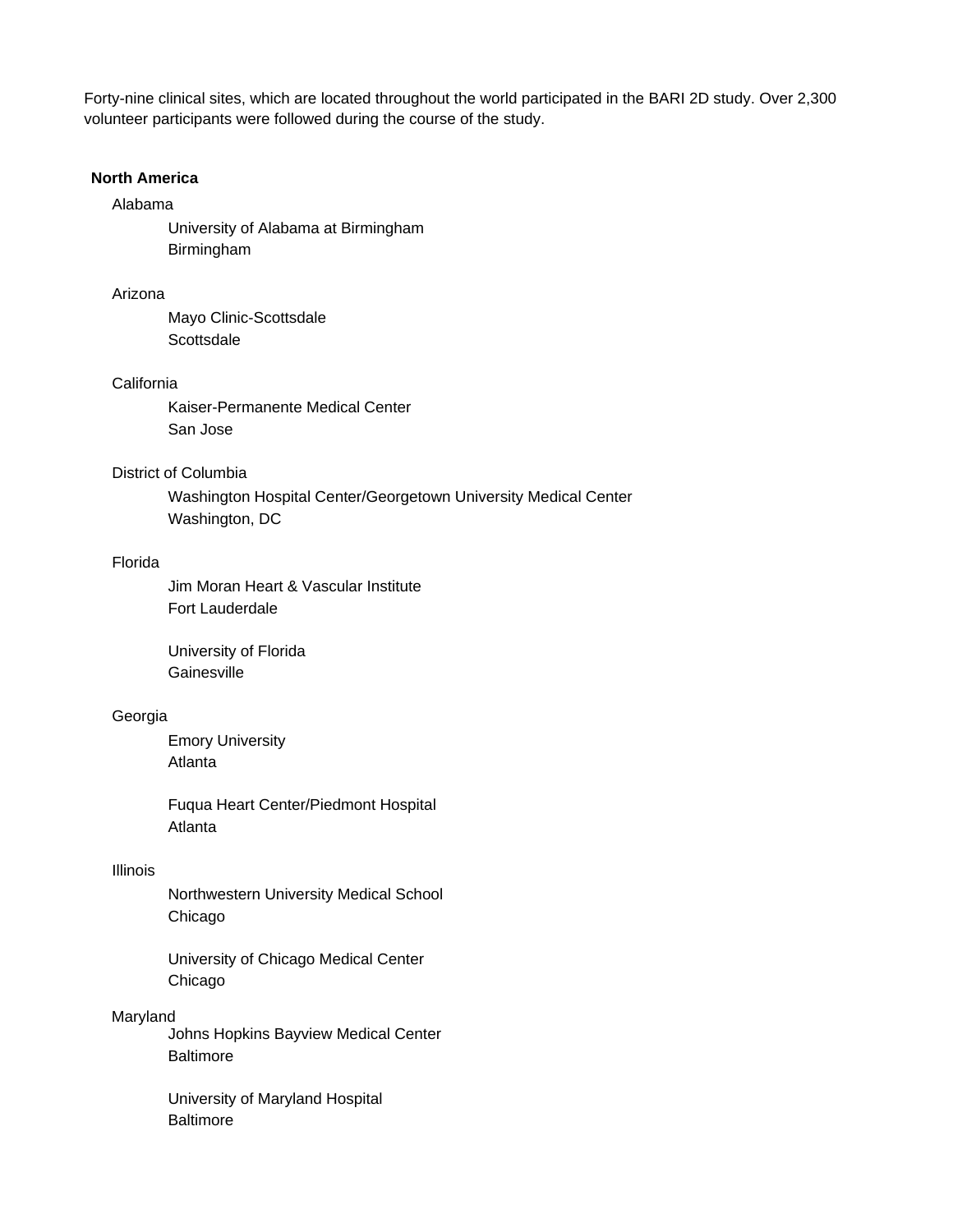Forty-nine clinical sites, which are located throughout the world participated in the BARI 2D study. Over 2,300 volunteer participants were followed during the course of the study.

**North America**

Alabama

University of Alabama at Birmingham
Birmingham

Arizona

Mayo Clinic-Scottsdale
Scottsdale

California

Kaiser-Permanente Medical Center
San Jose

District of Columbia

Washington Hospital Center/Georgetown University Medical Center
Washington, DC

Florida

Jim Moran Heart & Vascular Institute
Fort Lauderdale

University of Florida
Gainesville

Georgia

Emory University
Atlanta

Fuqua Heart Center/Piedmont Hospital
Atlanta

Illinois

Northwestern University Medical School
Chicago

University of Chicago Medical Center
Chicago

Maryland

Johns Hopkins Bayview Medical Center
Baltimore

University of Maryland Hospital
Baltimore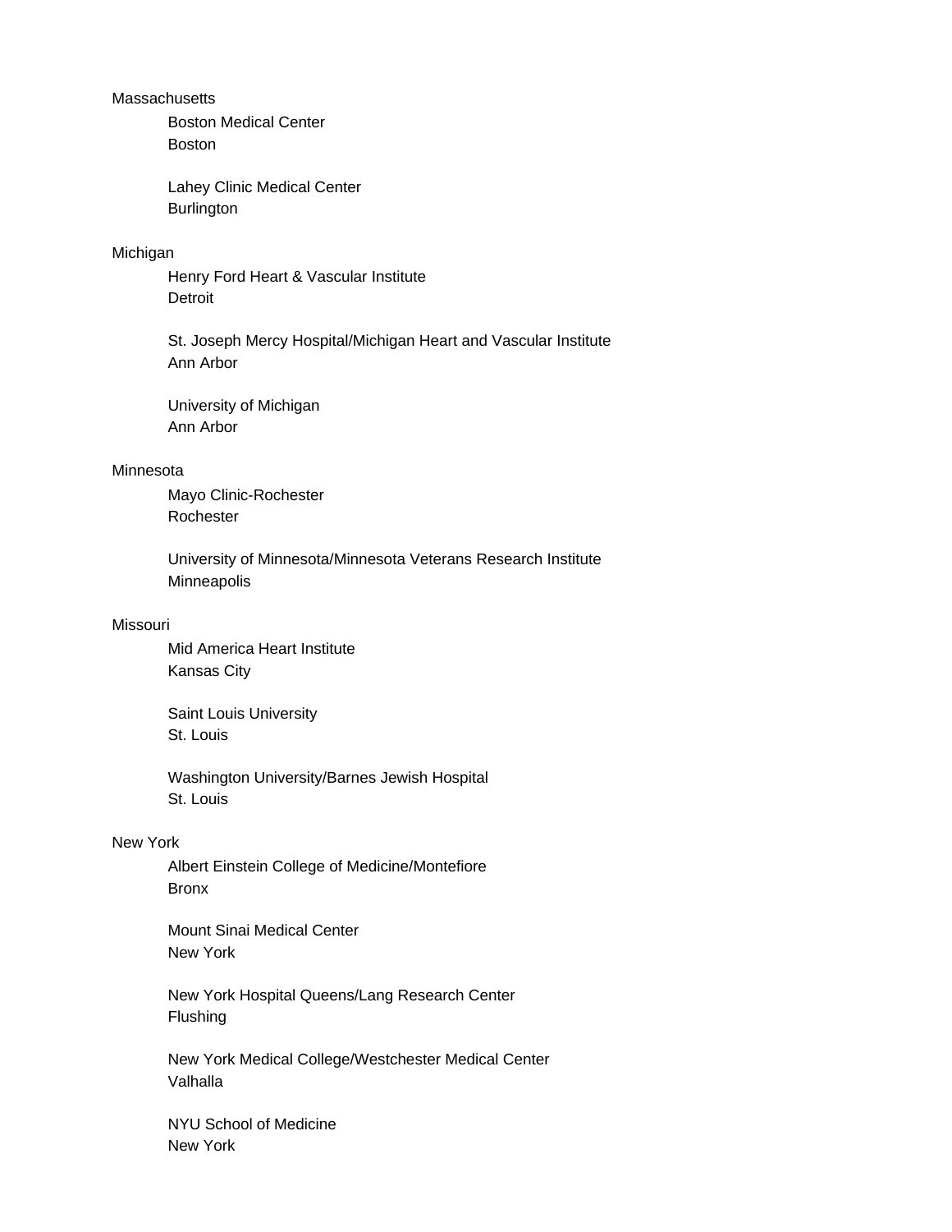Massachusetts

Boston Medical Center
Boston

Lahey Clinic Medical Center
Burlington

Michigan

Henry Ford Heart & Vascular Institute
Detroit

St. Joseph Mercy Hospital/Michigan Heart and Vascular Institute
Ann Arbor

University of Michigan
Ann Arbor

Minnesota

Mayo Clinic-Rochester
Rochester

University of Minnesota/Minnesota Veterans Research Institute
Minneapolis

Missouri

Mid America Heart Institute
Kansas City

Saint Louis University
St. Louis

Washington University/Barnes Jewish Hospital
St. Louis

New York

Albert Einstein College of Medicine/Montefiore
Bronx

Mount Sinai Medical Center
New York

New York Hospital Queens/Lang Research Center
Flushing

New York Medical College/Westchester Medical Center
Valhalla

NYU School of Medicine
New York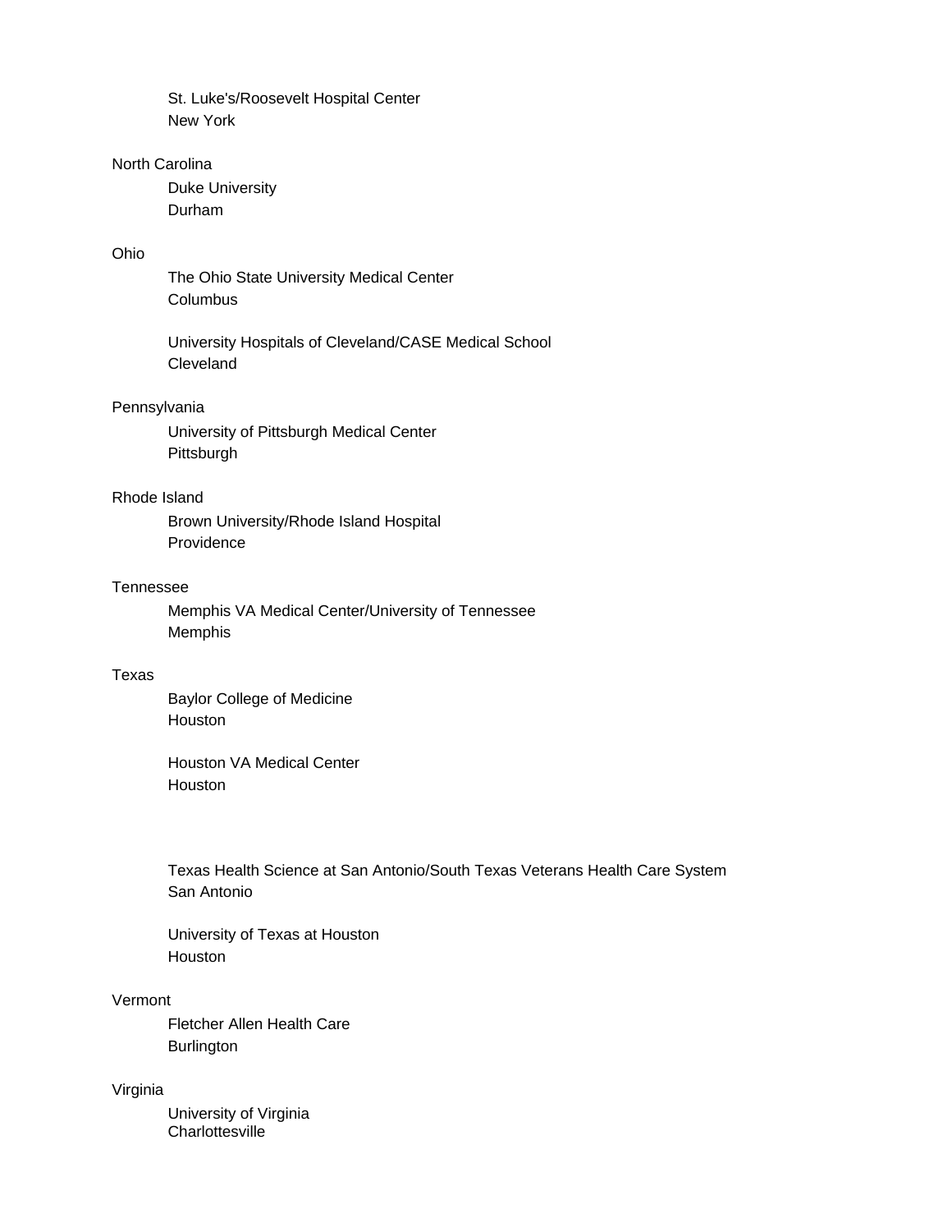St. Luke's/Roosevelt Hospital Center
New York

North Carolina

Duke University
Durham

Ohio

The Ohio State University Medical Center
Columbus

University Hospitals of Cleveland/CASE Medical School
Cleveland

Pennsylvania

University of Pittsburgh Medical Center
Pittsburgh

Rhode Island

Brown University/Rhode Island Hospital
Providence

Tennessee

Memphis VA Medical Center/University of Tennessee
Memphis

Texas

Baylor College of Medicine
Houston

Houston VA Medical Center
Houston

Texas Health Science at San Antonio/South Texas Veterans Health Care System
San Antonio

University of Texas at Houston
Houston

Vermont

Fletcher Allen Health Care
Burlington

Virginia

University of Virginia
Charlottesville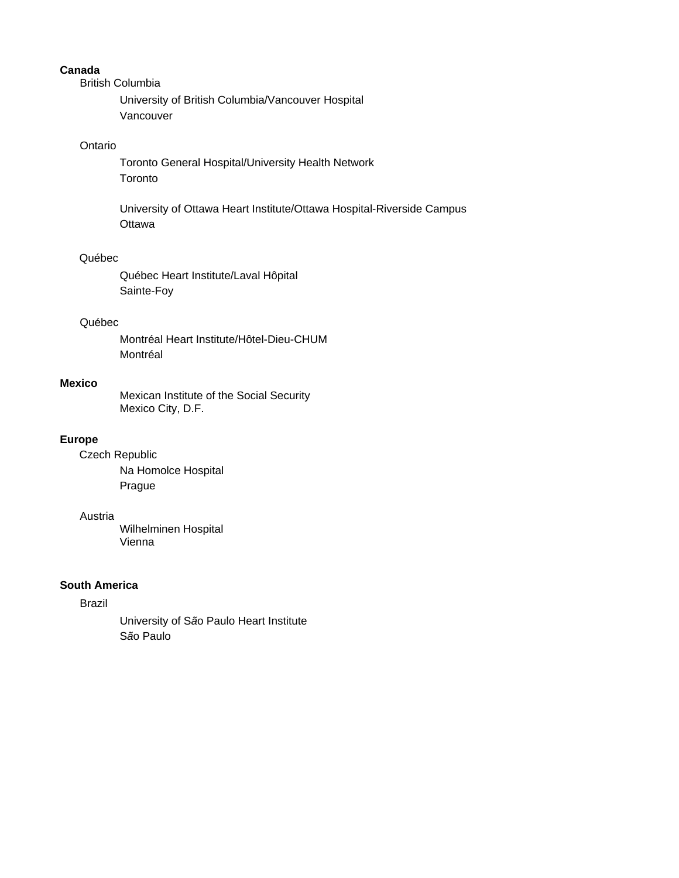**Canada**

British Columbia

University of British Columbia/Vancouver Hospital
Vancouver

Ontario

Toronto General Hospital/University Health Network
Toronto

University of Ottawa Heart Institute/Ottawa Hospital-Riverside Campus
Ottawa

Québec

Québec Heart Institute/Laval Hôpital
Sainte-Foy

Québec

Montréal Heart Institute/Hôtel-Dieu-CHUM
Montréal

**Mexico**

Mexican Institute of the Social Security
Mexico City, D.F.

**Europe**

Czech Republic

Na Homolce Hospital
Prague

Austria

Wilhelminen Hospital
Vienna

**South America**

Brazil

University of São Paulo Heart Institute
São Paulo